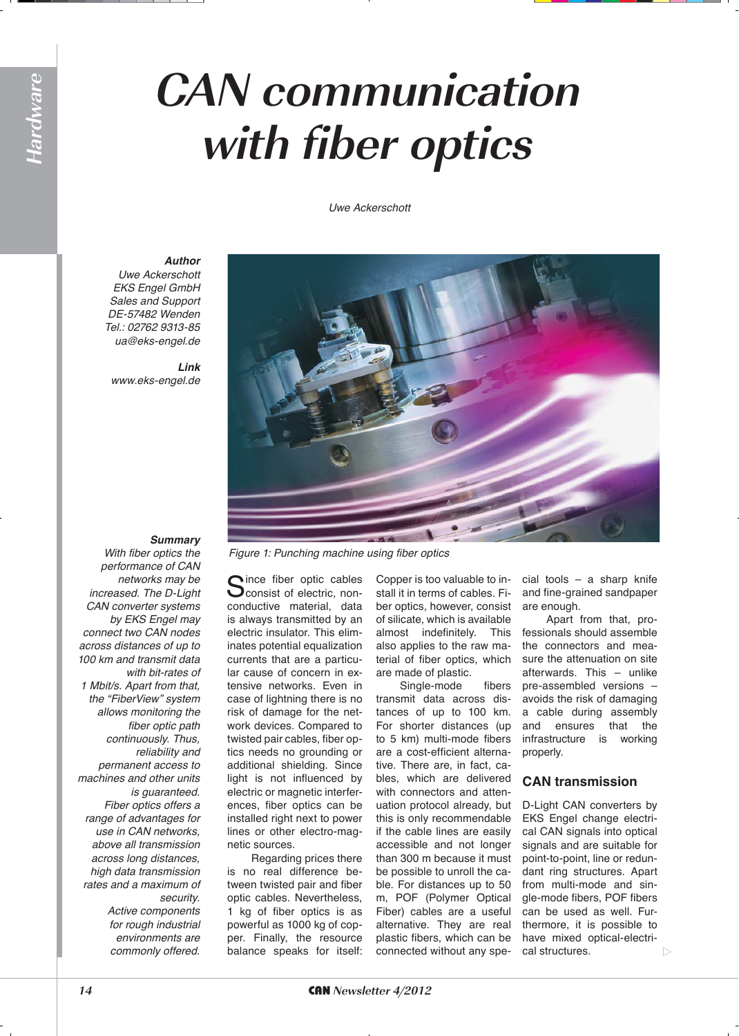# CAN communication with fiber optics

*Uwe Ackerschott*

***Author***
*Uwe Ackerschott*
*EKS Engel GmbH*
*Sales and Support*
*DE-57482 Wenden*
*Tel.: 02762 9313-85*
*ua@eks-engel.de*

***Link***
*www.eks-engel.de*

***Summary***
*With fiber optics the performance of CAN networks may be increased. The D-Light CAN converter systems by EKS Engel may connect two CAN nodes across distances of up to 100 km and transmit data with bit-rates of 1 Mbit/s. Apart from that, the "FiberView" system allows monitoring the fiber optic path continuously. Thus, reliability and permanent access to machines and other units is guaranteed.*
*Fiber optics offers a range of advantages for use in CAN networks, above all transmission across long distances, high data transmission rates and a maximum of security.*
*Active components for rough industrial environments are commonly offered.*

*Figure 1: Punching machine using fiber optics*

Since fiber optic cables consist of electric, non-conductive material, data is always transmitted by an electric insulator. This eliminates potential equalization currents that are a particular cause of concern in extensive networks. Even in case of lightning there is no risk of damage for the network devices. Compared to twisted pair cables, fiber optics needs no grounding or additional shielding. Since light is not influenced by electric or magnetic interferences, fiber optics can be installed right next to power lines or other electro-magnetic sources.

Regarding prices there is no real difference between twisted pair and fiber optic cables. Nevertheless, 1 kg of fiber optics is as powerful as 1000 kg of copper. Finally, the resource balance speaks for itself: Copper is too valuable to install it in terms of cables. Fiber optics, however, consist of silicate, which is available almost indefinitely. This also applies to the raw material of fiber optics, which are made of plastic.

Single-mode fibers transmit data across distances of up to 100 km. For shorter distances (up to 5 km) multi-mode fibers are a cost-efficient alternative. There are, in fact, cables, which are delivered with connectors and attenuation protocol already, but this is only recommendable if the cable lines are easily accessible and not longer than 300 m because it must be possible to unroll the cable. For distances up to 50 m, POF (Polymer Optical Fiber) cables are a useful alternative. They are real plastic fibers, which can be connected without any special tools – a sharp knife and fine-grained sandpaper are enough.

Apart from that, professionals should assemble the connectors and measure the attenuation on site afterwards. This – unlike pre-assembled versions – avoids the risk of damaging a cable during assembly and ensures that the infrastructure is working properly.

## CAN transmission

D-Light CAN converters by EKS Engel change electrical CAN signals into optical signals and are suitable for point-to-point, line or redundant ring structures. Apart from multi-mode and single-mode fibers, POF fibers can be used as well. Furthermore, it is possible to have mixed optical-electrical structures.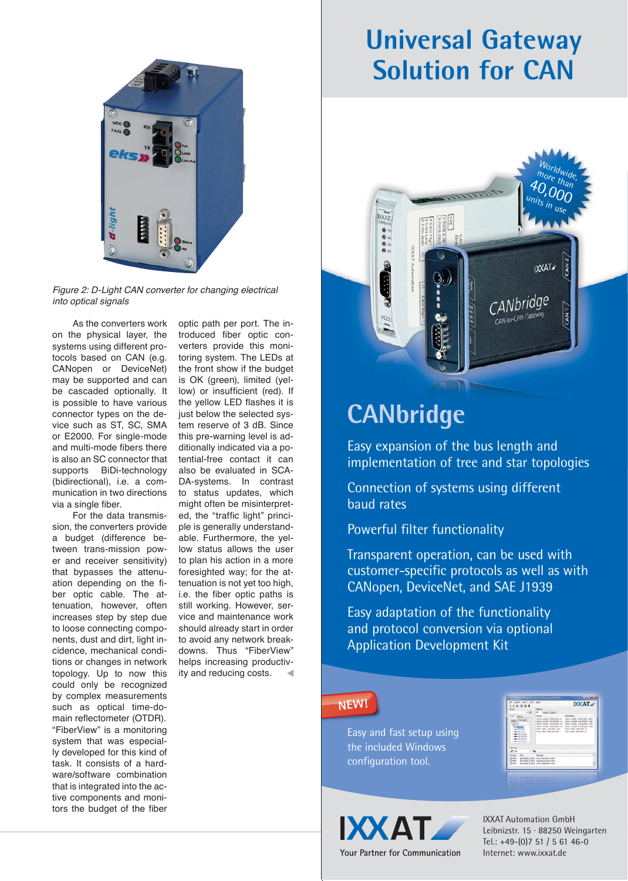*Figure 2: D-Light CAN converter for changing electrical into optical signals*

As the converters work on the physical layer, the systems using different protocols based on CAN (e.g. CANopen or DeviceNet) may be supported and can be cascaded optionally. It is possible to have various connector types on the device such as ST, SC, SMA or E2000. For single-mode and multi-mode fibers there is also an SC connector that supports BiDi-technology (bidirectional), i.e. a communication in two directions via a single fiber.

For the data transmission, the converters provide a budget (difference between trans-mission power and receiver sensitivity) that bypasses the attenuation depending on the fiber optic cable. The attenuation, however, often increases step by step due to loose connecting components, dust and dirt, light incidence, mechanical conditions or changes in network topology. Up to now this could only be recognized by complex measurements such as optical time-domain reflectometer (OTDR). “FiberView” is a monitoring system that was especially developed for this kind of task. It consists of a hardware/software combination that is integrated into the active components and monitors the budget of the fiber optic path per port. The introduced fiber optic converters provide this monitoring system. The LEDs at the front show if the budget is OK (green), limited (yellow) or insufficient (red). If the yellow LED flashes it is just below the selected system reserve of 3 dB. Since this pre-warning level is additionally indicated via a potential-free contact it can also be evaluated in SCADA-systems. In contrast to status updates, which might often be misinterpreted, the “traffic light” principle is generally understandable. Furthermore, the yellow status allows the user to plan his action in a more foresighted way; for the attenuation is not yet too high, i.e. the fiber optic paths is still working. However, service and maintenance work should already start in order to avoid any network breakdowns. Thus “FiberView” helps increasing productivity and reducing costs. ◄

# Universal Gateway Solution for CAN

Worldwide, more than 40,000 units in use

## CANbridge

Easy expansion of the bus length and implementation of tree and star topologies

Connection of systems using different baud rates

Powerful filter functionality

Transparent operation, can be used with customer-specific protocols as well as with CANopen, DeviceNet, and SAE J1939

Easy adaptation of the functionality and protocol conversion via optional Application Development Kit

**NEW!**

Easy and fast setup using the included Windows configuration tool.

IXXAT
Your Partner for Communication

IXXAT Automation GmbH
Leibnizstr. 15 · 88250 Weingarten
Tel.: +49-(0)7 51 / 5 61 46-0
Internet: www.ixxat.de